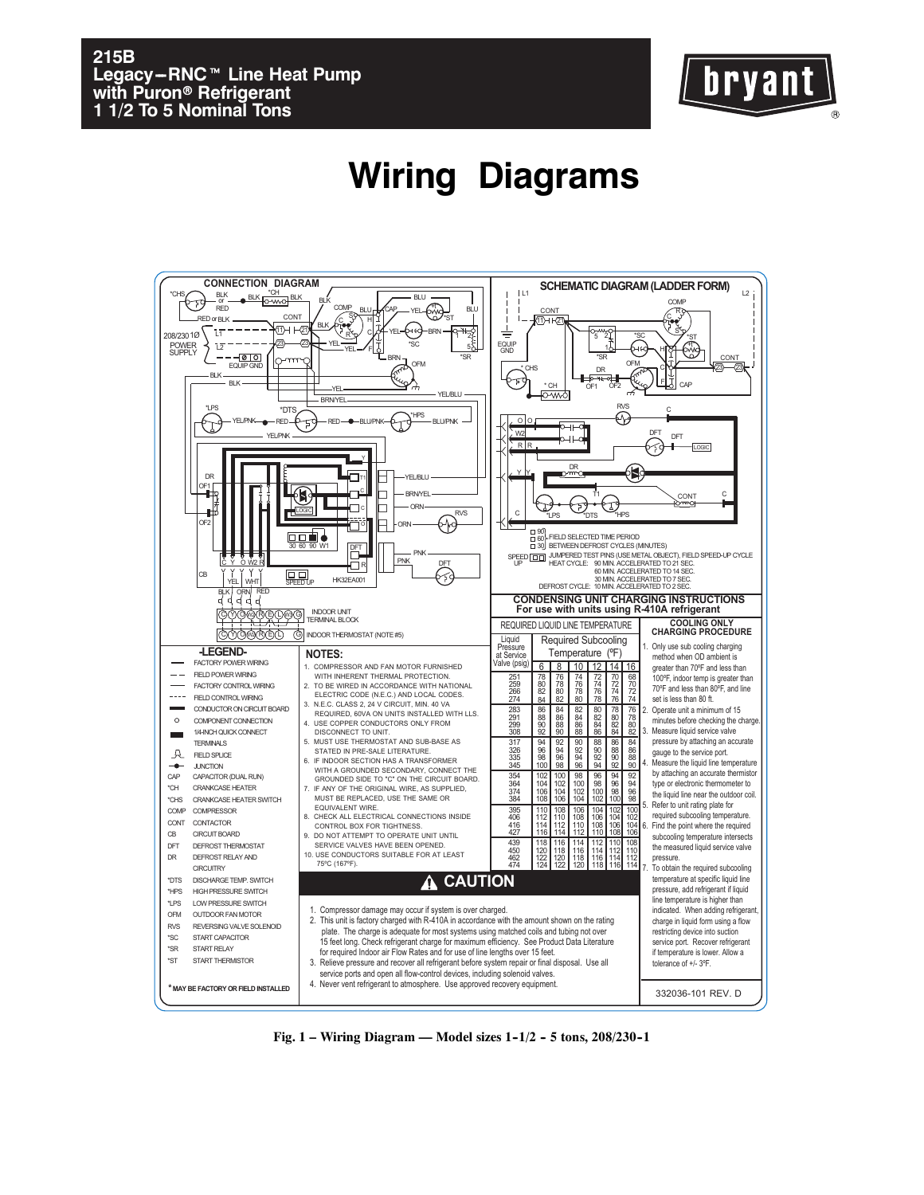# 215B
# Legacy–RNC™ Line Heat Pump with Puron® Refrigerant
# 1 1/2 To 5 Nominal Tons

bryant®

# Wiring Diagrams

## CONNECTION DIAGRAM

## SCHEMATIC DIAGRAM (LADDER FORM)

- 90 / 60 / 30 — FIELD SELECTED TIME PERIOD BETWEEN DEFROST CYCLES (MINUTES)
- SPEED UP — JUMPERED TEST PINS (USE METAL OBJECT), FIELD SPEED-UP CYCLE
  - HEAT CYCLE: 90 MIN. ACCELERATED TO 21 SEC. 60 MIN. ACCELERATED TO 14 SEC. 30 MIN. ACCELERATED TO 7 SEC.
  - DEFROST CYCLE: 10 MIN. ACCELERATED TO 2 SEC.

### -LEGEND-

| Symbol | Description |
|---|---|
| | FACTORY POWER WIRING |
| | FIELD POWER WIRING |
| | FACTORY CONTROL WIRING |
| | FIELD CONTROL WIRING |
| | CONDUCTOR ON CIRCUIT BOARD |
| | COMPONENT CONNECTION |
| | 1/4-INCH QUICK CONNECT TERMINALS |
| | FIELD SPLICE |
| | JUNCTION |
| CAP | CAPACITOR (DUAL RUN) |
| *CH | CRANKCASE HEATER |
| *CHS | CRANKCASE HEATER SWITCH |
| COMP | COMPRESSOR |
| CONT | CONTACTOR |
| CB | CIRCUIT BOARD |
| DFT | DEFROST THERMOSTAT |
| DR | DEFROST RELAY AND CIRCUITRY |
| *DTS | DISCHARGE TEMP. SWITCH |
| *HPS | HIGH PRESSURE SWITCH |
| *LPS | LOW PRESSURE SWITCH |
| OFM | OUTDOOR FAN MOTOR |
| RVS | REVERSING VALVE SOLENOID |
| *SC | START CAPACITOR |
| *SR | START RELAY |
| *ST | START THERMISTOR |

\* MAY BE FACTORY OR FIELD INSTALLED

### NOTES:

1. COMPRESSOR AND FAN MOTOR FURNISHED WITH INHERENT THERMAL PROTECTION.
2. TO BE WIRED IN ACCORDANCE WITH NATIONAL ELECTRIC CODE (N.E.C.) AND LOCAL CODES.
3. N.E.C. CLASS 2, 24 V CIRCUIT, MIN. 40 VA REQUIRED, 60VA ON UNITS INSTALLED WITH LLS.
4. USE COPPER CONDUCTORS ONLY FROM DISCONNECT TO UNIT.
5. MUST USE THERMOSTAT AND SUB-BASE AS STATED IN PRE-SALE LITERATURE.
6. IF INDOOR SECTION HAS A TRANSFORMER WITH A GROUNDED SECONDARY, CONNECT THE GROUNDED SIDE TO "C" ON THE CIRCUIT BOARD.
7. IF ANY OF THE ORIGINAL WIRE, AS SUPPLIED, MUST BE REPLACED, USE THE SAME OR EQUIVALENT WIRE.
8. CHECK ALL ELECTRICAL CONNECTIONS INSIDE CONTROL BOX FOR TIGHTNESS.
9. DO NOT ATTEMPT TO OPERATE UNIT UNTIL SERVICE VALVES HAVE BEEN OPENED.
10. USE CONDUCTORS SUITABLE FOR AT LEAST 75°C (167°F).

### ⚠ CAUTION

1. Compressor damage may occur if system is over charged.
2. This unit is factory charged with R-410A in accordance with the amount shown on the rating plate. The charge is adequate for most systems using matched coils and tubing not over 15 feet long. Check refrigerant charge for maximum efficiency. See Product Data Literature for required Indoor air Flow Rates and for use of line lengths over 15 feet.
3. Relieve pressure and recover all refrigerant before system repair or final disposal. Use all service ports and open all flow-control devices, including solenoid valves.
4. Never vent refrigerant to atmosphere. Use approved recovery equipment.

### CONDENSING UNIT CHARGING INSTRUCTIONS
For use with units using R-410A refrigerant

**REQUIRED LIQUID LINE TEMPERATURE**

| Liquid Pressure at Service Valve (psig) | Required Subcooling Temperature (°F) 6 | 8 | 10 | 12 | 14 | 16 |
|---|---|---|---|---|---|---|
| 251 | 78 | 76 | 74 | 72 | 70 | 68 |
| 259 | 80 | 78 | 76 | 74 | 72 | 70 |
| 266 | 82 | 80 | 78 | 76 | 74 | 72 |
| 274 | 84 | 82 | 80 | 78 | 76 | 74 |
| 283 | 86 | 84 | 82 | 80 | 78 | 76 |
| 291 | 88 | 86 | 84 | 82 | 80 | 78 |
| 299 | 90 | 88 | 86 | 84 | 82 | 80 |
| 308 | 92 | 90 | 88 | 86 | 84 | 82 |
| 317 | 94 | 92 | 90 | 88 | 86 | 84 |
| 326 | 96 | 94 | 92 | 90 | 88 | 86 |
| 335 | 98 | 96 | 94 | 92 | 90 | 88 |
| 345 | 100 | 98 | 96 | 94 | 92 | 90 |
| 354 | 102 | 100 | 98 | 96 | 94 | 92 |
| 364 | 104 | 102 | 100 | 98 | 96 | 94 |
| 374 | 106 | 104 | 102 | 100 | 98 | 96 |
| 384 | 108 | 106 | 104 | 102 | 100 | 98 |
| 395 | 110 | 108 | 106 | 104 | 102 | 100 |
| 406 | 112 | 110 | 108 | 106 | 104 | 102 |
| 416 | 114 | 112 | 110 | 108 | 106 | 104 |
| 427 | 116 | 114 | 112 | 110 | 108 | 106 |
| 439 | 118 | 116 | 114 | 112 | 110 | 108 |
| 450 | 120 | 118 | 116 | 114 | 112 | 110 |
| 462 | 122 | 120 | 118 | 116 | 114 | 112 |
| 474 | 124 | 122 | 120 | 118 | 116 | 114 |

**COOLING ONLY CHARGING PROCEDURE**

1. Only use sub cooling charging method when OD ambient is greater than 70°F and less than 100°F, indoor temp is greater than 70°F and less than 80°F, and line set is less than 80 ft.
2. Operate unit a minimum of 15 minutes before checking the charge.
3. Measure liquid service valve pressure by attaching an accurate gauge to the service port.
4. Measure the liquid line temperature by attaching an accurate thermistor type or electronic thermometer to the liquid line near the outdoor coil.
5. Refer to unit rating plate for required subcooling temperature.
6. Find the point where the required subcooling temperature intersects the measured liquid service valve pressure.
7. To obtain the required subcooling temperature at specific liquid line pressure, add refrigerant if liquid line temperature is higher than indicated. When adding refrigerant, charge in liquid form using a flow restricting device into suction service port. Recover refrigerant if temperature is lower. Allow a tolerance of +/- 3°F.

332036-101 REV. D

Fig. 1 – Wiring Diagram — Model sizes 1-1/2 - 5 tons, 208/230-1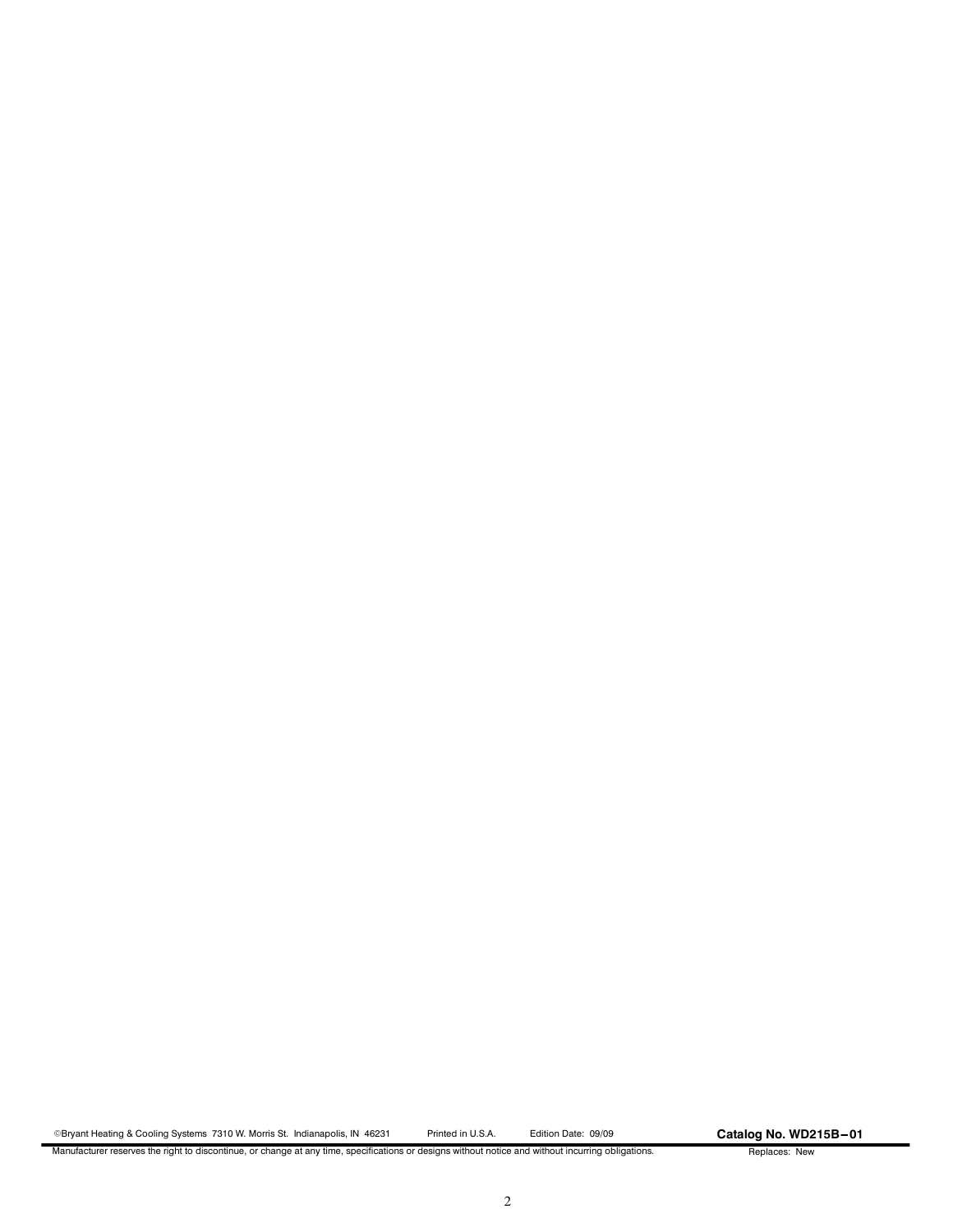©Bryant Heating & Cooling Systems 7310 W. Morris St. Indianapolis, IN 46231 Printed in U.S.A. Edition Date: 09/09

**Catalog No. WD215B−01**

Manufacturer reserves the right to discontinue, or change at any time, specifications or designs without notice and without incurring obligations.

Replaces: New